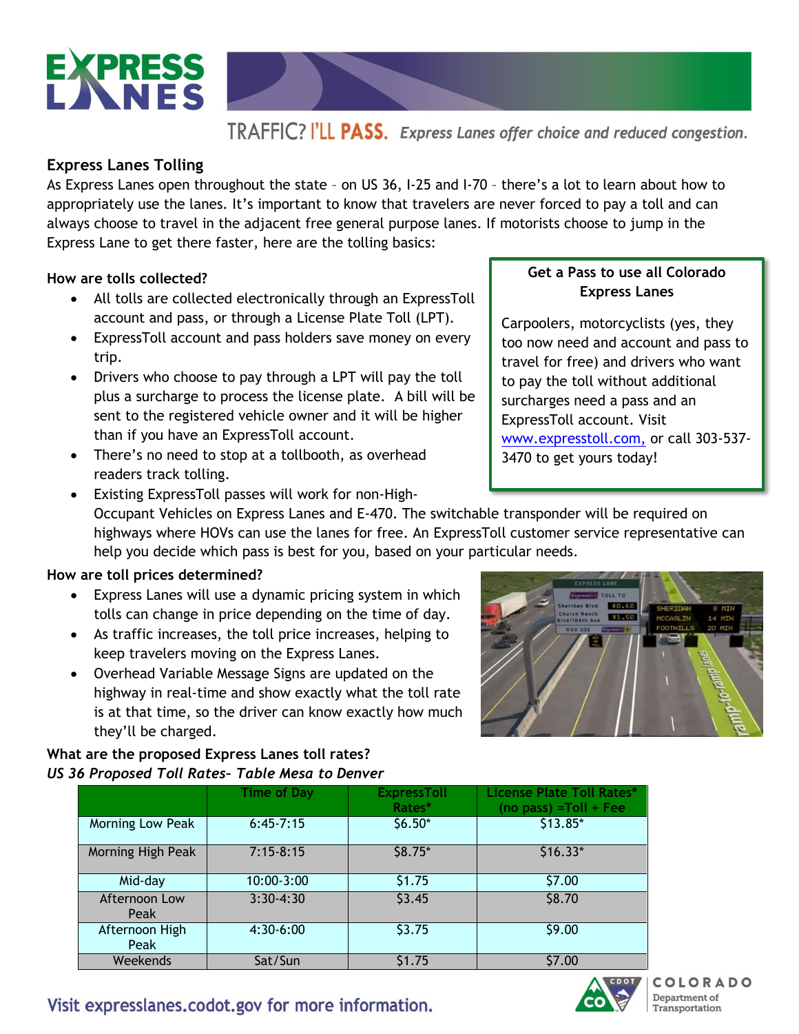# EXPRESS LANES

TRAFFIC? I'LL **PASS.** *Express Lanes offer choice and reduced congestion.*

## Express Lanes Tolling

As Express Lanes open throughout the state – on US 36, I-25 and I-70 – there's a lot to learn about how to appropriately use the lanes. It's important to know that travelers are never forced to pay a toll and can always choose to travel in the adjacent free general purpose lanes. If motorists choose to jump in the Express Lane to get there faster, here are the tolling basics:

### How are tolls collected?

- All tolls are collected electronically through an ExpressToll account and pass, or through a License Plate Toll (LPT).
- ExpressToll account and pass holders save money on every trip.
- Drivers who choose to pay through a LPT will pay the toll plus a surcharge to process the license plate. A bill will be sent to the registered vehicle owner and it will be higher than if you have an ExpressToll account.
- There's no need to stop at a tollbooth, as overhead readers track tolling.
- Existing ExpressToll passes will work for non-High-Occupant Vehicles on Express Lanes and E-470. The switchable transponder will be required on highways where HOVs can use the lanes for free. An ExpressToll customer service representative can help you decide which pass is best for you, based on your particular needs.

**Get a Pass to use all Colorado Express Lanes**

Carpoolers, motorcyclists (yes, they too now need and account and pass to travel for free) and drivers who want to pay the toll without additional surcharges need a pass and an ExpressToll account. Visit www.expresstoll.com, or call 303-537-3470 to get yours today!

### How are toll prices determined?

- Express Lanes will use a dynamic pricing system in which tolls can change in price depending on the time of day.
- As traffic increases, the toll price increases, helping to keep travelers moving on the Express Lanes.
- Overhead Variable Message Signs are updated on the highway in real-time and show exactly what the toll rate is at that time, so the driver can know exactly how much they'll be charged.

### What are the proposed Express Lanes toll rates?

*US 36 Proposed Toll Rates- Table Mesa to Denver*

| | Time of Day | ExpressToll Rates* | License Plate Toll Rates* (no pass) =Toll + Fee |
|---|---|---|---|
| Morning Low Peak | 6:45-7:15 | $6.50* | $13.85* |
| Morning High Peak | 7:15-8:15 | $8.75* | $16.33* |
| Mid-day | 10:00-3:00 | $1.75 | $7.00 |
| Afternoon Low Peak | 3:30-4:30 | $3.45 | $8.70 |
| Afternoon High Peak | 4:30-6:00 | $3.75 | $9.00 |
| Weekends | Sat/Sun | $1.75 | $7.00 |

Visit expresslanes.codot.gov for more information.

COLORADO Department of Transportation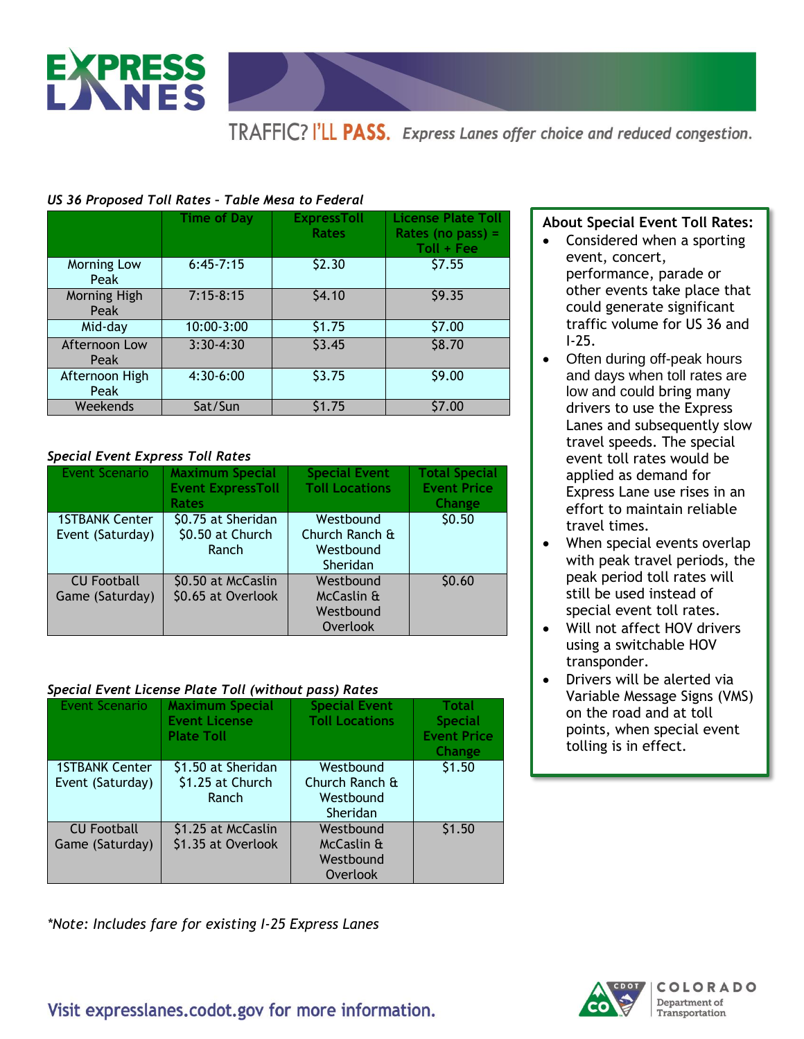# EXPRESS LANES

TRAFFIC? I'LL **PASS.** *Express Lanes offer choice and reduced congestion.*

*US 36 Proposed Toll Rates – Table Mesa to Federal*

| | Time of Day | ExpressToll Rates | License Plate Toll Rates (no pass) = Toll + Fee |
|---|---|---|---|
| Morning Low Peak | 6:45-7:15 | $2.30 | $7.55 |
| Morning High Peak | 7:15-8:15 | $4.10 | $9.35 |
| Mid-day | 10:00-3:00 | $1.75 | $7.00 |
| Afternoon Low Peak | 3:30-4:30 | $3.45 | $8.70 |
| Afternoon High Peak | 4:30-6:00 | $3.75 | $9.00 |
| Weekends | Sat/Sun | $1.75 | $7.00 |

*Special Event Express Toll Rates*

| Event Scenario | Maximum Special Event ExpressToll Rates | Special Event Toll Locations | Total Special Event Price Change |
|---|---|---|---|
| 1STBANK Center Event (Saturday) | $0.75 at Sheridan $0.50 at Church Ranch | Westbound Church Ranch & Westbound Sheridan | $0.50 |
| CU Football Game (Saturday) | $0.50 at McCaslin $0.65 at Overlook | Westbound McCaslin & Westbound Overlook | $0.60 |

*Special Event License Plate Toll (without pass) Rates*

| Event Scenario | Maximum Special Event License Plate Toll | Special Event Toll Locations | Total Special Event Price Change |
|---|---|---|---|
| 1STBANK Center Event (Saturday) | $1.50 at Sheridan $1.25 at Church Ranch | Westbound Church Ranch & Westbound Sheridan | $1.50 |
| CU Football Game (Saturday) | $1.25 at McCaslin $1.35 at Overlook | Westbound McCaslin & Westbound Overlook | $1.50 |

*\*Note: Includes fare for existing I-25 Express Lanes*

**About Special Event Toll Rates:**

- Considered when a sporting event, concert, performance, parade or other events take place that could generate significant traffic volume for US 36 and I-25.
- Often during off-peak hours and days when toll rates are low and could bring many drivers to use the Express Lanes and subsequently slow travel speeds. The special event toll rates would be applied as demand for Express Lane use rises in an effort to maintain reliable travel times.
- When special events overlap with peak travel periods, the peak period toll rates will still be used instead of special event toll rates.
- Will not affect HOV drivers using a switchable HOV transponder.
- Drivers will be alerted via Variable Message Signs (VMS) on the road and at toll points, when special event tolling is in effect.

Visit expresslanes.codot.gov for more information.

COLORADO Department of Transportation